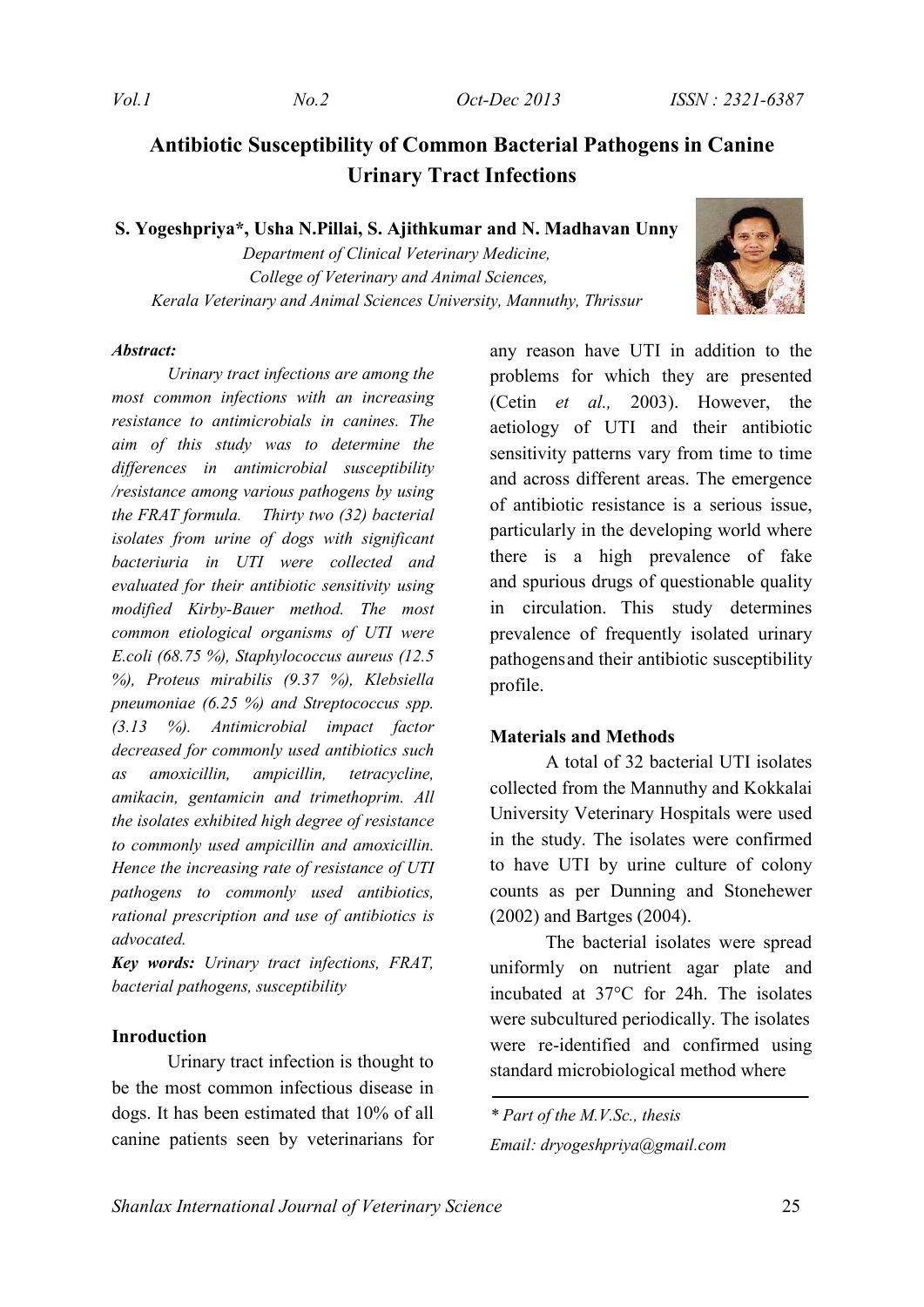# Antibiotic Susceptibility of Common Bacterial Pathogens in Canine Urinary Tract Infections

**S. Yogeshpriya\*, Usha N.Pillai, S. Ajithkumar and N. Madhavan Unny**

*Department of Clinical Veterinary Medicine, College of Veterinary and Animal Sciences, Kerala Veterinary and Animal Sciences University, Mannuthy, Thrissur*

***Abstract:***

*Urinary tract infections are among the most common infections with an increasing resistance to antimicrobials in canines. The aim of this study was to determine the differences in antimicrobial susceptibility /resistance among various pathogens by using the FRAT formula. Thirty two (32) bacterial isolates from urine of dogs with significant bacteriuria in UTI were collected and evaluated for their antibiotic sensitivity using modified Kirby-Bauer method. The most common etiological organisms of UTI were E.coli (68.75 %), Staphylococcus aureus (12.5 %), Proteus mirabilis (9.37 %), Klebsiella pneumoniae (6.25 %) and Streptococcus spp. (3.13 %). Antimicrobial impact factor decreased for commonly used antibiotics such as amoxicillin, ampicillin, tetracycline, amikacin, gentamicin and trimethoprim. All the isolates exhibited high degree of resistance to commonly used ampicillin and amoxicillin. Hence the increasing rate of resistance of UTI pathogens to commonly used antibiotics, rational prescription and use of antibiotics is advocated.*

***Key words:*** *Urinary tract infections, FRAT, bacterial pathogens, susceptibility*

## Inroduction

Urinary tract infection is thought to be the most common infectious disease in dogs. It has been estimated that 10% of all canine patients seen by veterinarians for any reason have UTI in addition to the problems for which they are presented (Cetin *et al.,* 2003). However, the aetiology of UTI and their antibiotic sensitivity patterns vary from time to time and across different areas. The emergence of antibiotic resistance is a serious issue, particularly in the developing world where there is a high prevalence of fake and spurious drugs of questionable quality in circulation. This study determines prevalence of frequently isolated urinary pathogensand their antibiotic susceptibility profile.

## Materials and Methods

A total of 32 bacterial UTI isolates collected from the Mannuthy and Kokkalai University Veterinary Hospitals were used in the study. The isolates were confirmed to have UTI by urine culture of colony counts as per Dunning and Stonehewer (2002) and Bartges (2004).

The bacterial isolates were spread uniformly on nutrient agar plate and incubated at 37°C for 24h. The isolates were subcultured periodically. The isolates were re-identified and confirmed using standard microbiological method where

---

*\* Part of the M.V.Sc., thesis*

*Email: dryogeshpriya@gmail.com*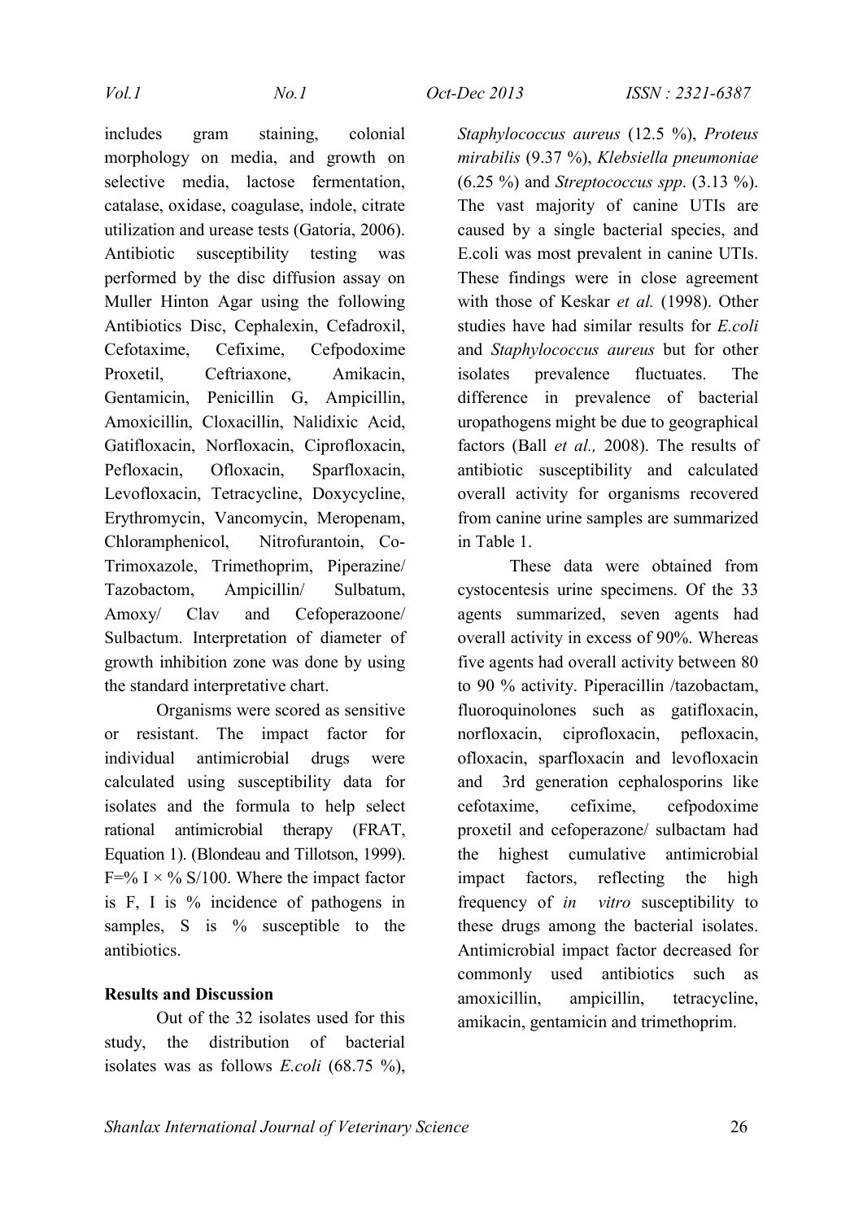includes gram staining, colonial morphology on media, and growth on selective media, lactose fermentation, catalase, oxidase, coagulase, indole, citrate utilization and urease tests (Gatoria, 2006). Antibiotic susceptibility testing was performed by the disc diffusion assay on Muller Hinton Agar using the following Antibiotics Disc, Cephalexin, Cefadroxil, Cefotaxime, Cefixime, Cefpodoxime Proxetil, Ceftriaxone, Amikacin, Gentamicin, Penicillin G, Ampicillin, Amoxicillin, Cloxacillin, Nalidixic Acid, Gatifloxacin, Norfloxacin, Ciprofloxacin, Pefloxacin, Ofloxacin, Sparfloxacin, Levofloxacin, Tetracycline, Doxycycline, Erythromycin, Vancomycin, Meropenam, Chloramphenicol, Nitrofurantoin, Co-Trimoxazole, Trimethoprim, Piperazine/ Tazobactom, Ampicillin/ Sulbatum, Amoxy/ Clav and Cefoperazoone/ Sulbactum. Interpretation of diameter of growth inhibition zone was done by using the standard interpretative chart.

Organisms were scored as sensitive or resistant. The impact factor for individual antimicrobial drugs were calculated using susceptibility data for isolates and the formula to help select rational antimicrobial therapy (FRAT, Equation 1). (Blondeau and Tillotson, 1999). $F = \% I \times \% S / 100$. Where the impact factor is F, I is % incidence of pathogens in samples, S is % susceptible to the antibiotics.

**Results and Discussion**

Out of the 32 isolates used for this study, the distribution of bacterial isolates was as follows *E.coli* (68.75 %), *Staphylococcus aureus* (12.5 %), *Proteus mirabilis* (9.37 %), *Klebsiella pneumoniae* (6.25 %) and *Streptococcus spp*. (3.13 %). The vast majority of canine UTIs are caused by a single bacterial species, and E.coli was most prevalent in canine UTIs. These findings were in close agreement with those of Keskar *et al.* (1998). Other studies have had similar results for *E.coli* and *Staphylococcus aureus* but for other isolates prevalence fluctuates. The difference in prevalence of bacterial uropathogens might be due to geographical factors (Ball *et al.,* 2008). The results of antibiotic susceptibility and calculated overall activity for organisms recovered from canine urine samples are summarized in Table 1.

These data were obtained from cystocentesis urine specimens. Of the 33 agents summarized, seven agents had overall activity in excess of 90%. Whereas five agents had overall activity between 80 to 90 % activity. Piperacillin /tazobactam, fluoroquinolones such as gatifloxacin, norfloxacin, ciprofloxacin, pefloxacin, ofloxacin, sparfloxacin and levofloxacin and 3rd generation cephalosporins like cefotaxime, cefixime, cefpodoxime proxetil and cefoperazone/ sulbactam had the highest cumulative antimicrobial impact factors, reflecting the high frequency of *in vitro* susceptibility to these drugs among the bacterial isolates. Antimicrobial impact factor decreased for commonly used antibiotics such as amoxicillin, ampicillin, tetracycline, amikacin, gentamicin and trimethoprim.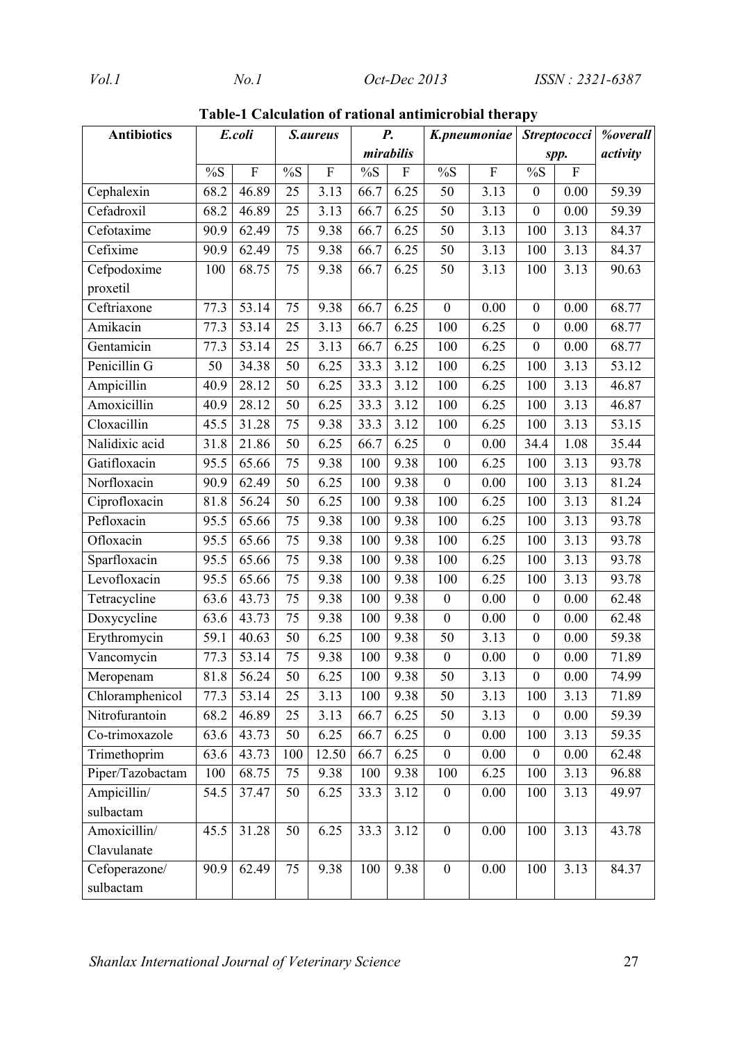**Table-1 Calculation of rational antimicrobial therapy**

| Antibiotics | *E.coli* | | *S.aureus* | | *P. mirabilis* | | *K.pneumoniae* | | *Streptococci spp.* | | *%overall activity* |
|---|---|---|---|---|---|---|---|---|---|---|---|
| | %S | F | %S | F | %S | F | %S | F | %S | F | |
| Cephalexin | 68.2 | 46.89 | 25 | 3.13 | 66.7 | 6.25 | 50 | 3.13 | 0 | 0.00 | 59.39 |
| Cefadroxil | 68.2 | 46.89 | 25 | 3.13 | 66.7 | 6.25 | 50 | 3.13 | 0 | 0.00 | 59.39 |
| Cefotaxime | 90.9 | 62.49 | 75 | 9.38 | 66.7 | 6.25 | 50 | 3.13 | 100 | 3.13 | 84.37 |
| Cefixime | 90.9 | 62.49 | 75 | 9.38 | 66.7 | 6.25 | 50 | 3.13 | 100 | 3.13 | 84.37 |
| Cefpodoxime proxetil | 100 | 68.75 | 75 | 9.38 | 66.7 | 6.25 | 50 | 3.13 | 100 | 3.13 | 90.63 |
| Ceftriaxone | 77.3 | 53.14 | 75 | 9.38 | 66.7 | 6.25 | 0 | 0.00 | 0 | 0.00 | 68.77 |
| Amikacin | 77.3 | 53.14 | 25 | 3.13 | 66.7 | 6.25 | 100 | 6.25 | 0 | 0.00 | 68.77 |
| Gentamicin | 77.3 | 53.14 | 25 | 3.13 | 66.7 | 6.25 | 100 | 6.25 | 0 | 0.00 | 68.77 |
| Penicillin G | 50 | 34.38 | 50 | 6.25 | 33.3 | 3.12 | 100 | 6.25 | 100 | 3.13 | 53.12 |
| Ampicillin | 40.9 | 28.12 | 50 | 6.25 | 33.3 | 3.12 | 100 | 6.25 | 100 | 3.13 | 46.87 |
| Amoxicillin | 40.9 | 28.12 | 50 | 6.25 | 33.3 | 3.12 | 100 | 6.25 | 100 | 3.13 | 46.87 |
| Cloxacillin | 45.5 | 31.28 | 75 | 9.38 | 33.3 | 3.12 | 100 | 6.25 | 100 | 3.13 | 53.15 |
| Nalidixic acid | 31.8 | 21.86 | 50 | 6.25 | 66.7 | 6.25 | 0 | 0.00 | 34.4 | 1.08 | 35.44 |
| Gatifloxacin | 95.5 | 65.66 | 75 | 9.38 | 100 | 9.38 | 100 | 6.25 | 100 | 3.13 | 93.78 |
| Norfloxacin | 90.9 | 62.49 | 50 | 6.25 | 100 | 9.38 | 0 | 0.00 | 100 | 3.13 | 81.24 |
| Ciprofloxacin | 81.8 | 56.24 | 50 | 6.25 | 100 | 9.38 | 100 | 6.25 | 100 | 3.13 | 81.24 |
| Pefloxacin | 95.5 | 65.66 | 75 | 9.38 | 100 | 9.38 | 100 | 6.25 | 100 | 3.13 | 93.78 |
| Ofloxacin | 95.5 | 65.66 | 75 | 9.38 | 100 | 9.38 | 100 | 6.25 | 100 | 3.13 | 93.78 |
| Sparfloxacin | 95.5 | 65.66 | 75 | 9.38 | 100 | 9.38 | 100 | 6.25 | 100 | 3.13 | 93.78 |
| Levofloxacin | 95.5 | 65.66 | 75 | 9.38 | 100 | 9.38 | 100 | 6.25 | 100 | 3.13 | 93.78 |
| Tetracycline | 63.6 | 43.73 | 75 | 9.38 | 100 | 9.38 | 0 | 0.00 | 0 | 0.00 | 62.48 |
| Doxycycline | 63.6 | 43.73 | 75 | 9.38 | 100 | 9.38 | 0 | 0.00 | 0 | 0.00 | 62.48 |
| Erythromycin | 59.1 | 40.63 | 50 | 6.25 | 100 | 9.38 | 50 | 3.13 | 0 | 0.00 | 59.38 |
| Vancomycin | 77.3 | 53.14 | 75 | 9.38 | 100 | 9.38 | 0 | 0.00 | 0 | 0.00 | 71.89 |
| Meropenam | 81.8 | 56.24 | 50 | 6.25 | 100 | 9.38 | 50 | 3.13 | 0 | 0.00 | 74.99 |
| Chloramphenicol | 77.3 | 53.14 | 25 | 3.13 | 100 | 9.38 | 50 | 3.13 | 100 | 3.13 | 71.89 |
| Nitrofurantoin | 68.2 | 46.89 | 25 | 3.13 | 66.7 | 6.25 | 50 | 3.13 | 0 | 0.00 | 59.39 |
| Co-trimoxazole | 63.6 | 43.73 | 50 | 6.25 | 66.7 | 6.25 | 0 | 0.00 | 100 | 3.13 | 59.35 |
| Trimethoprim | 63.6 | 43.73 | 100 | 12.50 | 66.7 | 6.25 | 0 | 0.00 | 0 | 0.00 | 62.48 |
| Piper/Tazobactam | 100 | 68.75 | 75 | 9.38 | 100 | 9.38 | 100 | 6.25 | 100 | 3.13 | 96.88 |
| Ampicillin/ sulbactam | 54.5 | 37.47 | 50 | 6.25 | 33.3 | 3.12 | 0 | 0.00 | 100 | 3.13 | 49.97 |
| Amoxicillin/ Clavulanate | 45.5 | 31.28 | 50 | 6.25 | 33.3 | 3.12 | 0 | 0.00 | 100 | 3.13 | 43.78 |
| Cefoperazone/ sulbactam | 90.9 | 62.49 | 75 | 9.38 | 100 | 9.38 | 0 | 0.00 | 100 | 3.13 | 84.37 |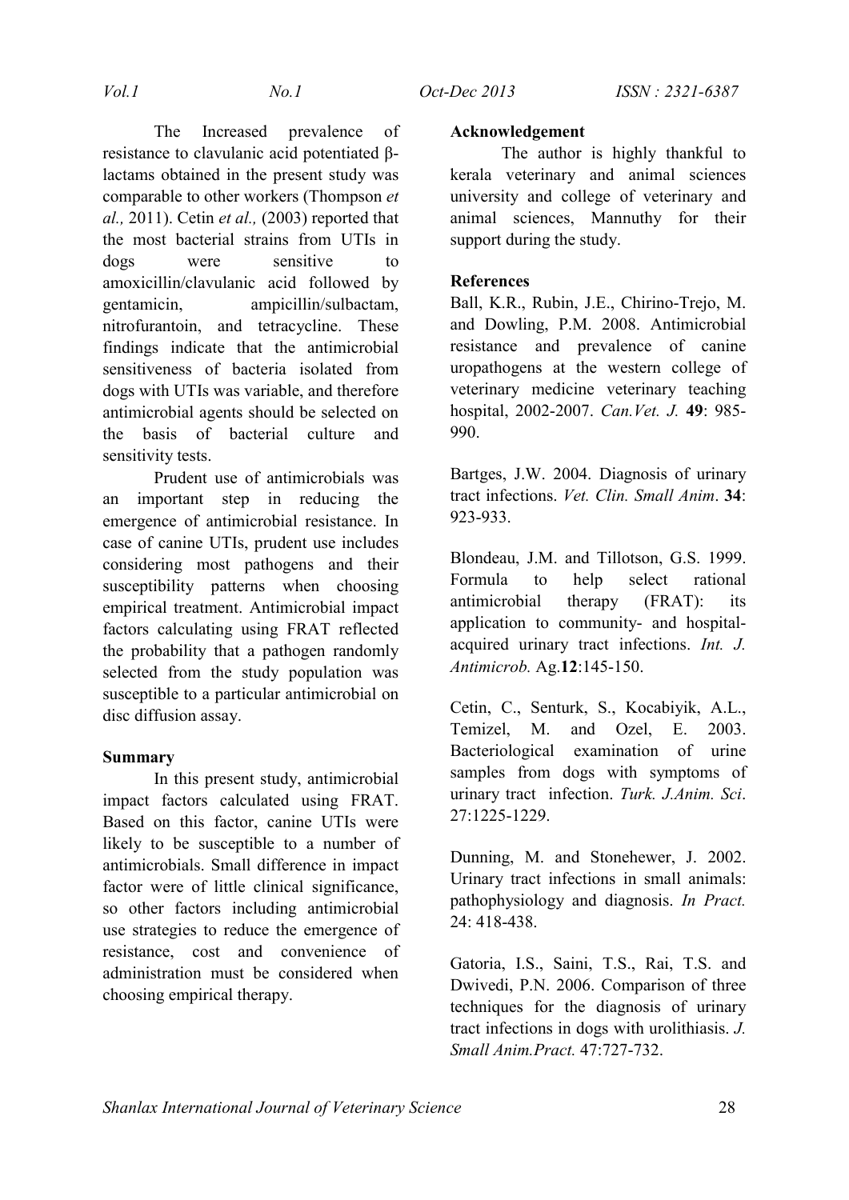The Increased prevalence of resistance to clavulanic acid potentiated β-lactams obtained in the present study was comparable to other workers (Thompson *et al.,* 2011). Cetin *et al.,* (2003) reported that the most bacterial strains from UTIs in dogs were sensitive to amoxicillin/clavulanic acid followed by gentamicin, ampicillin/sulbactam, nitrofurantoin, and tetracycline. These findings indicate that the antimicrobial sensitiveness of bacteria isolated from dogs with UTIs was variable, and therefore antimicrobial agents should be selected on the basis of bacterial culture and sensitivity tests.

Prudent use of antimicrobials was an important step in reducing the emergence of antimicrobial resistance. In case of canine UTIs, prudent use includes considering most pathogens and their susceptibility patterns when choosing empirical treatment. Antimicrobial impact factors calculating using FRAT reflected the probability that a pathogen randomly selected from the study population was susceptible to a particular antimicrobial on disc diffusion assay.

## Summary

In this present study, antimicrobial impact factors calculated using FRAT. Based on this factor, canine UTIs were likely to be susceptible to a number of antimicrobials. Small difference in impact factor were of little clinical significance, so other factors including antimicrobial use strategies to reduce the emergence of resistance, cost and convenience of administration must be considered when choosing empirical therapy.

## Acknowledgement

The author is highly thankful to kerala veterinary and animal sciences university and college of veterinary and animal sciences, Mannuthy for their support during the study.

## References

Ball, K.R., Rubin, J.E., Chirino-Trejo, M. and Dowling, P.M. 2008. Antimicrobial resistance and prevalence of canine uropathogens at the western college of veterinary medicine veterinary teaching hospital, 2002-2007. *Can.Vet. J.* **49**: 985-990.

Bartges, J.W. 2004. Diagnosis of urinary tract infections. *Vet. Clin. Small Anim*. **34**: 923-933.

Blondeau, J.M. and Tillotson, G.S. 1999. Formula to help select rational antimicrobial therapy (FRAT): its application to community- and hospital-acquired urinary tract infections. *Int. J. Antimicrob.* Ag.**12**:145-150.

Cetin, C., Senturk, S., Kocabiyik, A.L., Temizel, M. and Ozel, E. 2003. Bacteriological examination of urine samples from dogs with symptoms of urinary tract infection. *Turk. J.Anim. Sci*. 27:1225-1229.

Dunning, M. and Stonehewer, J. 2002. Urinary tract infections in small animals: pathophysiology and diagnosis. *In Pract.* 24: 418-438.

Gatoria, I.S., Saini, T.S., Rai, T.S. and Dwivedi, P.N. 2006. Comparison of three techniques for the diagnosis of urinary tract infections in dogs with urolithiasis. *J. Small Anim.Pract.* 47:727-732.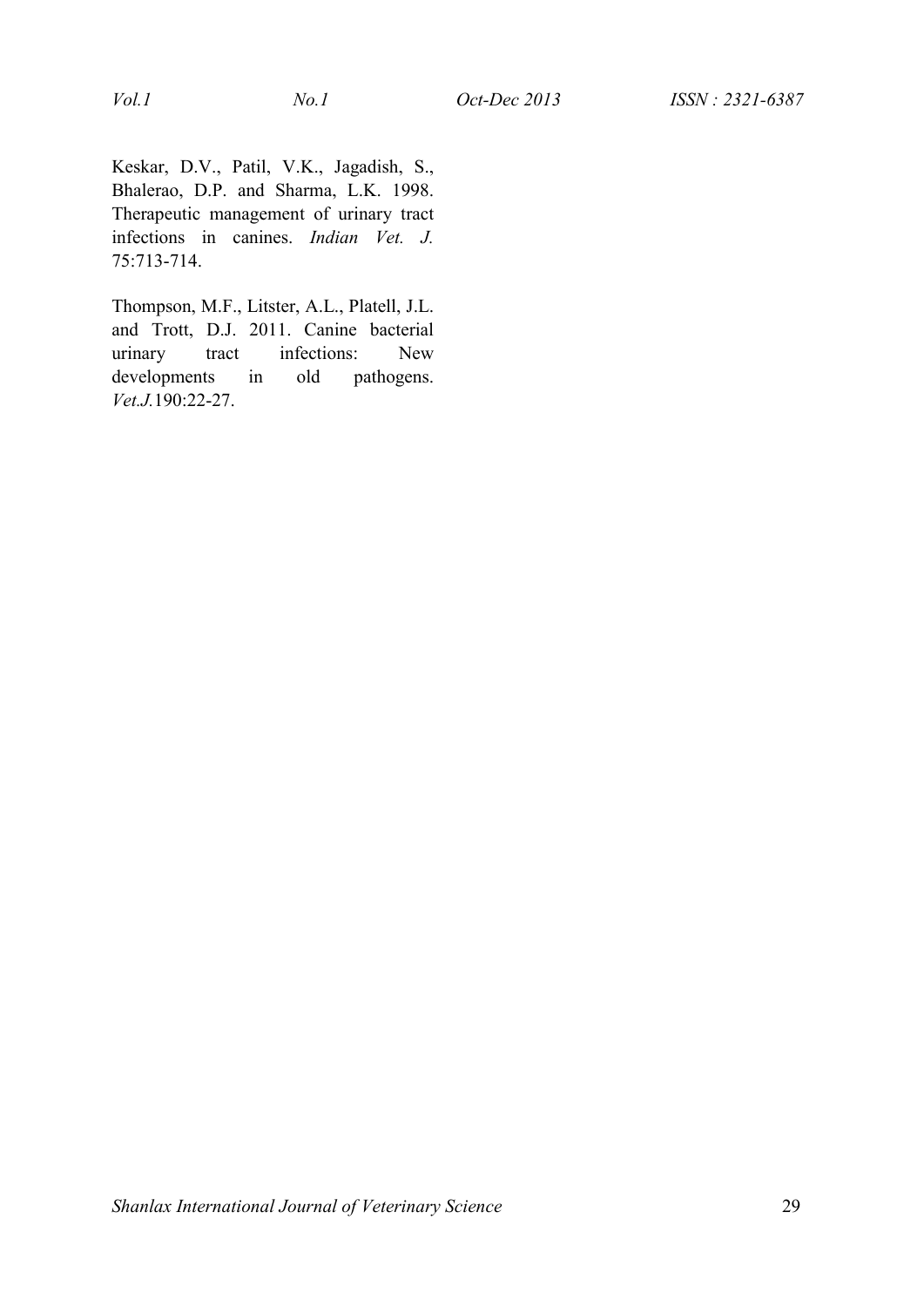Keskar, D.V., Patil, V.K., Jagadish, S., Bhalerao, D.P. and Sharma, L.K. 1998. Therapeutic management of urinary tract infections in canines. *Indian Vet. J.* 75:713-714.

Thompson, M.F., Litster, A.L., Platell, J.L. and Trott, D.J. 2011. Canine bacterial urinary tract infections: New developments in old pathogens. *Vet.J.*190:22-27.